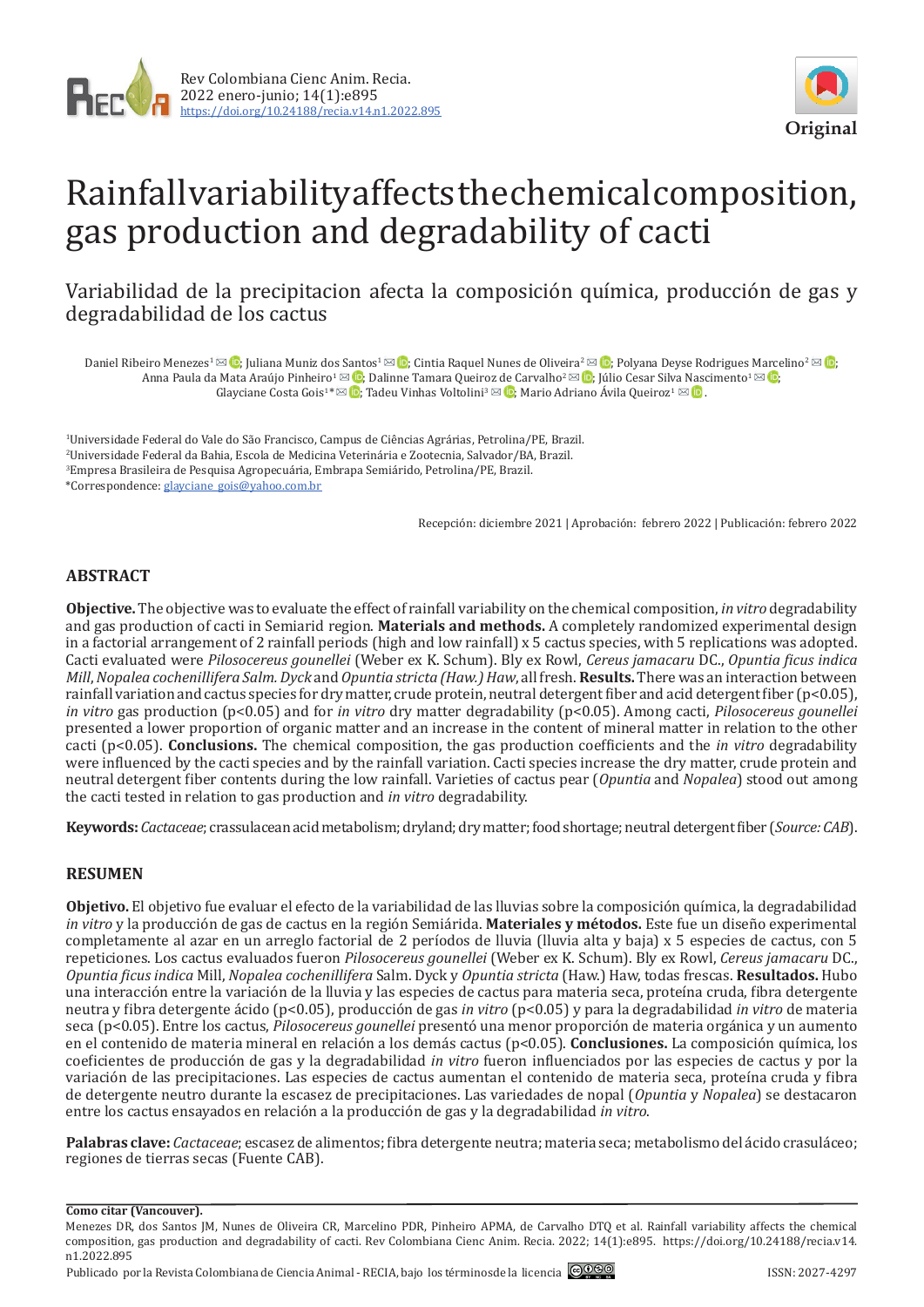Rev Colombiana Cienc Anim. Recia.
2022 enero-junio; 14(1):e895
https://doi.org/10.24188/recia.v14.n1.2022.895

Original

# Rainfall variability affects the chemical composition, gas production and degradability of cacti

## Variabilidad de la precipitacion afecta la composición química, producción de gas y degradabilidad de los cactus

Daniel Ribeiro Menezes[1]; Juliana Muniz dos Santos[1]; Cintia Raquel Nunes de Oliveira[2]; Polyana Deyse Rodrigues Marcelino[2]; Anna Paula da Mata Araújo Pinheiro[1]; Dalinne Tamara Queiroz de Carvalho[2]; Júlio Cesar Silva Nascimento[1]; Glayciane Costa Gois[1]*; Tadeu Vinhas Voltolini[3]; Mario Adriano Ávila Queiroz[1].

[1]Universidade Federal do Vale do São Francisco, Campus de Ciências Agrárias, Petrolina/PE, Brazil.
[2]Universidade Federal da Bahia, Escola de Medicina Veterinária e Zootecnia, Salvador/BA, Brazil.
[3]Empresa Brasileira de Pesquisa Agropecuária, Embrapa Semiárido, Petrolina/PE, Brazil.
*Correspondence: glayciane_gois@yahoo.com.br

Recepción: diciembre 2021 | Aprobación: febrero 2022 | Publicación: febrero 2022

## ABSTRACT

**Objective.** The objective was to evaluate the effect of rainfall variability on the chemical composition, *in vitro* degradability and gas production of cacti in Semiarid region. **Materials and methods.** A completely randomized experimental design in a factorial arrangement of 2 rainfall periods (high and low rainfall) x 5 cactus species, with 5 replications was adopted. Cacti evaluated were *Pilosocereus gounellei* (Weber ex K. Schum). Bly ex Rowl, *Cereus jamacaru* DC., *Opuntia ficus indica Mill*, *Nopalea cochenillifera Salm. Dyck* and *Opuntia stricta (Haw.) Haw*, all fresh. **Results.** There was an interaction between rainfall variation and cactus species for dry matter, crude protein, neutral detergent fiber and acid detergent fiber ($p<0.05$), *in vitro* gas production ($p<0.05$) and for *in vitro* dry matter degradability ($p<0.05$). Among cacti, *Pilosocereus gounellei* presented a lower proportion of organic matter and an increase in the content of mineral matter in relation to the other cacti ($p<0.05$). **Conclusions.** The chemical composition, the gas production coefficients and the *in vitro* degradability were influenced by the cacti species and by the rainfall variation. Cacti species increase the dry matter, crude protein and neutral detergent fiber contents during the low rainfall. Varieties of cactus pear (*Opuntia* and *Nopalea*) stood out among the cacti tested in relation to gas production and *in vitro* degradability.

**Keywords:** *Cactaceae*; crassulacean acid metabolism; dryland; dry matter; food shortage; neutral detergent fiber (*Source: CAB*).

## RESUMEN

**Objetivo.** El objetivo fue evaluar el efecto de la variabilidad de las lluvias sobre la composición química, la degradabilidad *in vitro* y la producción de gas de cactus en la región Semiárida. **Materiales y métodos.** Este fue un diseño experimental completamente al azar en un arreglo factorial de 2 períodos de lluvia (lluvia alta y baja) x 5 especies de cactus, con 5 repeticiones. Los cactus evaluados fueron *Pilosocereus gounellei* (Weber ex K. Schum). Bly ex Rowl, *Cereus jamacaru* DC., *Opuntia ficus indica* Mill, *Nopalea cochenillifera* Salm. Dyck y *Opuntia stricta* (Haw.) Haw, todas frescas. **Resultados.** Hubo una interacción entre la variación de la lluvia y las especies de cactus para materia seca, proteína cruda, fibra detergente neutra y fibra detergente ácido ($p<0.05$), producción de gas *in vitro* ($p<0.05$) y para la degradabilidad *in vitro* de materia seca ($p<0.05$). Entre los cactus, *Pilosocereus gounellei* presentó una menor proporción de materia orgánica y un aumento en el contenido de materia mineral en relación a los demás cactus ($p<0.05$). **Conclusiones.** La composición química, los coeficientes de producción de gas y la degradabilidad *in vitro* fueron influenciados por las especies de cactus y por la variación de las precipitaciones. Las especies de cactus aumentan el contenido de materia seca, proteína cruda y fibra de detergente neutro durante la escasez de precipitaciones. Las variedades de nopal (*Opuntia* y *Nopalea*) se destacaron entre los cactus ensayados en relación a la producción de gas y la degradabilidad *in vitro*.

**Palabras clave:** *Cactaceae*; escasez de alimentos; fibra detergente neutra; materia seca; metabolismo del ácido crasuláceo; regiones de tierras secas (Fuente CAB).

**Como citar (Vancouver).**
Menezes DR, dos Santos JM, Nunes de Oliveira CR, Marcelino PDR, Pinheiro APMA, de Carvalho DTQ et al. Rainfall variability affects the chemical composition, gas production and degradability of cacti. Rev Colombiana Cienc Anim. Recia. 2022; 14(1):e895. https://doi.org/10.24188/recia.v14.n1.2022.895

Publicado por la Revista Colombiana de Ciencia Animal - RECIA, bajo los términos de la licencia

ISSN: 2027-4297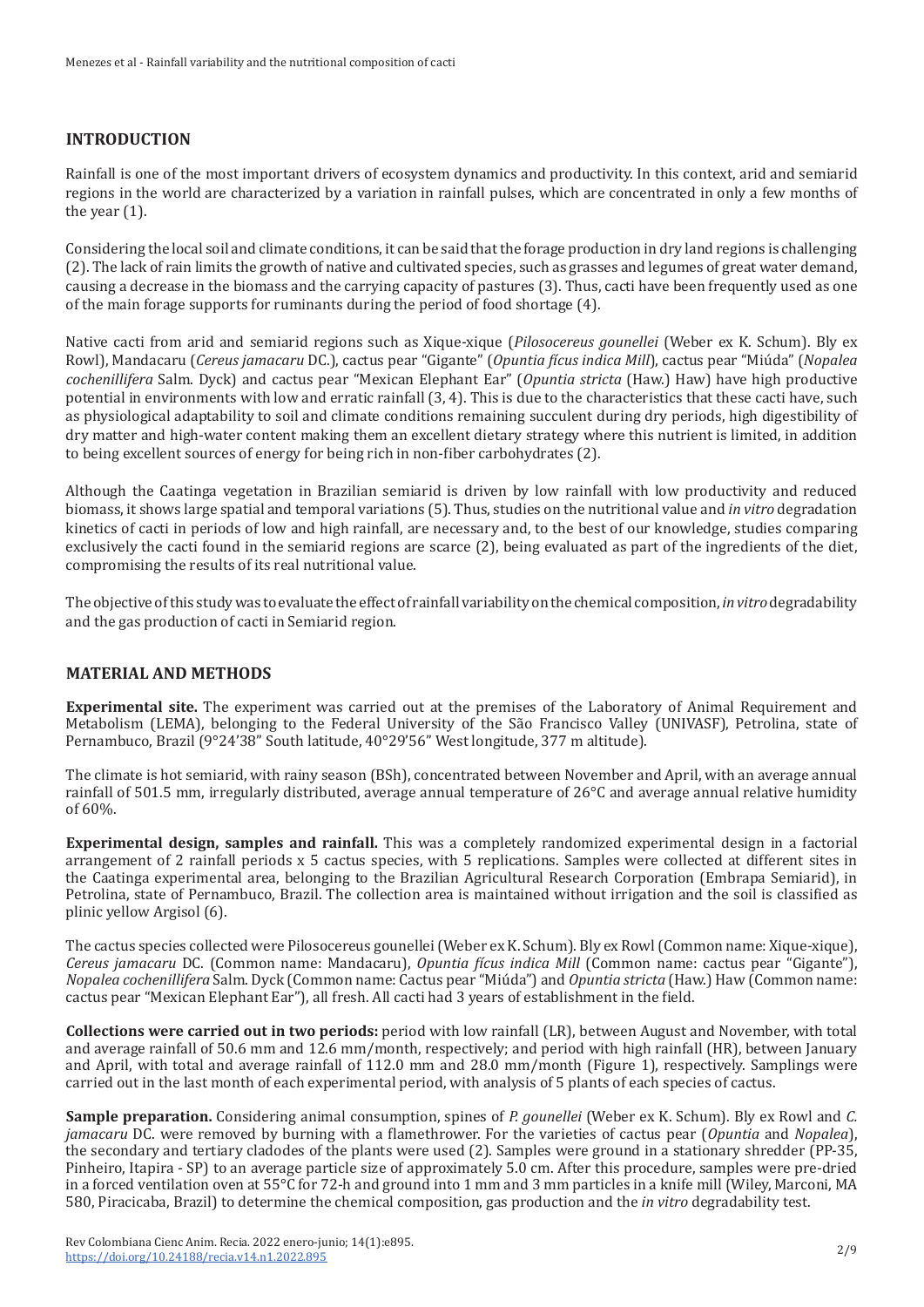## INTRODUCTION

Rainfall is one of the most important drivers of ecosystem dynamics and productivity. In this context, arid and semiarid regions in the world are characterized by a variation in rainfall pulses, which are concentrated in only a few months of the year (1).

Considering the local soil and climate conditions, it can be said that the forage production in dry land regions is challenging (2). The lack of rain limits the growth of native and cultivated species, such as grasses and legumes of great water demand, causing a decrease in the biomass and the carrying capacity of pastures (3). Thus, cacti have been frequently used as one of the main forage supports for ruminants during the period of food shortage (4).

Native cacti from arid and semiarid regions such as Xique-xique (*Pilosocereus gounellei* (Weber ex K. Schum). Bly ex Rowl), Mandacaru (*Cereus jamacaru* DC.), cactus pear "Gigante" (*Opuntia fícus indica Mill*), cactus pear "Miúda" (*Nopalea cochenillifera* Salm. Dyck) and cactus pear "Mexican Elephant Ear" (*Opuntia stricta* (Haw.) Haw) have high productive potential in environments with low and erratic rainfall (3, 4). This is due to the characteristics that these cacti have, such as physiological adaptability to soil and climate conditions remaining succulent during dry periods, high digestibility of dry matter and high-water content making them an excellent dietary strategy where this nutrient is limited, in addition to being excellent sources of energy for being rich in non-fiber carbohydrates (2).

Although the Caatinga vegetation in Brazilian semiarid is driven by low rainfall with low productivity and reduced biomass, it shows large spatial and temporal variations (5). Thus, studies on the nutritional value and *in vitro* degradation kinetics of cacti in periods of low and high rainfall, are necessary and, to the best of our knowledge, studies comparing exclusively the cacti found in the semiarid regions are scarce (2), being evaluated as part of the ingredients of the diet, compromising the results of its real nutritional value.

The objective of this study was to evaluate the effect of rainfall variability on the chemical composition, *in vitro* degradability and the gas production of cacti in Semiarid region.

## MATERIAL AND METHODS

**Experimental site.** The experiment was carried out at the premises of the Laboratory of Animal Requirement and Metabolism (LEMA), belonging to the Federal University of the São Francisco Valley (UNIVASF), Petrolina, state of Pernambuco, Brazil (9°24'38" South latitude, 40°29'56" West longitude, 377 m altitude).

The climate is hot semiarid, with rainy season (BSh), concentrated between November and April, with an average annual rainfall of 501.5 mm, irregularly distributed, average annual temperature of 26°C and average annual relative humidity of 60%.

**Experimental design, samples and rainfall.** This was a completely randomized experimental design in a factorial arrangement of 2 rainfall periods x 5 cactus species, with 5 replications. Samples were collected at different sites in the Caatinga experimental area, belonging to the Brazilian Agricultural Research Corporation (Embrapa Semiarid), in Petrolina, state of Pernambuco, Brazil. The collection area is maintained without irrigation and the soil is classified as plinic yellow Argisol (6).

The cactus species collected were Pilosocereus gounellei (Weber ex K. Schum). Bly ex Rowl (Common name: Xique-xique), *Cereus jamacaru* DC. (Common name: Mandacaru), *Opuntia fícus indica Mill* (Common name: cactus pear "Gigante"), *Nopalea cochenillifera* Salm. Dyck (Common name: Cactus pear "Miúda") and *Opuntia stricta* (Haw.) Haw (Common name: cactus pear "Mexican Elephant Ear"), all fresh. All cacti had 3 years of establishment in the field.

**Collections were carried out in two periods:** period with low rainfall (LR), between August and November, with total and average rainfall of 50.6 mm and 12.6 mm/month, respectively; and period with high rainfall (HR), between January and April, with total and average rainfall of 112.0 mm and 28.0 mm/month (Figure 1), respectively. Samplings were carried out in the last month of each experimental period, with analysis of 5 plants of each species of cactus.

**Sample preparation.** Considering animal consumption, spines of *P. gounellei* (Weber ex K. Schum). Bly ex Rowl and *C. jamacaru* DC. were removed by burning with a flamethrower. For the varieties of cactus pear (*Opuntia* and *Nopalea*), the secondary and tertiary cladodes of the plants were used (2). Samples were ground in a stationary shredder (PP-35, Pinheiro, Itapira - SP) to an average particle size of approximately 5.0 cm. After this procedure, samples were pre-dried in a forced ventilation oven at 55°C for 72-h and ground into 1 mm and 3 mm particles in a knife mill (Wiley, Marconi, MA 580, Piracicaba, Brazil) to determine the chemical composition, gas production and the *in vitro* degradability test.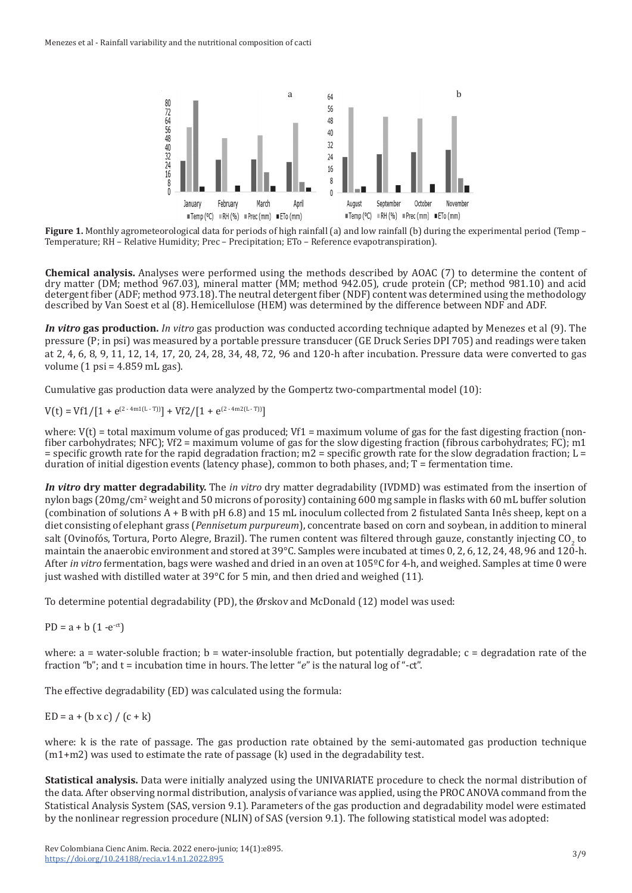**Figure 1.** Monthly agrometeorological data for periods of high rainfall (a) and low rainfall (b) during the experimental period (Temp – Temperature; RH – Relative Humidity; Prec – Precipitation; ETo – Reference evapotranspiration).

**Chemical analysis.** Analyses were performed using the methods described by AOAC (7) to determine the content of dry matter (DM; method 967.03), mineral matter (MM; method 942.05), crude protein (CP; method 981.10) and acid detergent fiber (ADF; method 973.18). The neutral detergent fiber (NDF) content was determined using the methodology described by Van Soest et al (8). Hemicellulose (HEM) was determined by the difference between NDF and ADF.

***In vitro* gas production.** *In vitro* gas production was conducted according technique adapted by Menezes et al (9). The pressure (P; in psi) was measured by a portable pressure transducer (GE Druck Series DPI 705) and readings were taken at 2, 4, 6, 8, 9, 11, 12, 14, 17, 20, 24, 28, 34, 48, 72, 96 and 120-h after incubation. Pressure data were converted to gas volume (1 psi = 4.859 mL gas).

Cumulative gas production data were analyzed by the Gompertz two-compartmental model (10):

$$V(t) = Vf1/[1 + e^{(2 - 4m1(L - T))}] + Vf2/[1 + e^{(2 - 4m2(L - T))}]$$

where: V(t) = total maximum volume of gas produced; Vf1 = maximum volume of gas for the fast digesting fraction (non-fiber carbohydrates; NFC); Vf2 = maximum volume of gas for the slow digesting fraction (fibrous carbohydrates; FC); m1 = specific growth rate for the rapid degradation fraction; m2 = specific growth rate for the slow degradation fraction; L = duration of initial digestion events (latency phase), common to both phases, and; T = fermentation time.

***In vitro* dry matter degradability.** The *in vitro* dry matter degradability (IVDMD) was estimated from the insertion of nylon bags (20mg/cm$^2$ weight and 50 microns of porosity) containing 600 mg sample in flasks with 60 mL buffer solution (combination of solutions A + B with pH 6.8) and 15 mL inoculum collected from 2 fistulated Santa Inês sheep, kept on a diet consisting of elephant grass (*Pennisetum purpureum*), concentrate based on corn and soybean, in addition to mineral salt (Ovinofós, Tortura, Porto Alegre, Brazil). The rumen content was filtered through gauze, constantly injecting $CO_2$ to maintain the anaerobic environment and stored at 39°C. Samples were incubated at times 0, 2, 6, 12, 24, 48, 96 and 120-h. After *in vitro* fermentation, bags were washed and dried in an oven at 105ºC for 4-h, and weighed. Samples at time 0 were just washed with distilled water at 39°C for 5 min, and then dried and weighed (11).

To determine potential degradability (PD), the Ørskov and McDonald (12) model was used:

$$PD = a + b\ (1 - e^{-ct})$$

where: a = water-soluble fraction; b = water-insoluble fraction, but potentially degradable; c = degradation rate of the fraction "b"; and t = incubation time in hours. The letter "*e*" is the natural log of "-ct".

The effective degradability (ED) was calculated using the formula:

$$ED = a + (b \times c) / (c + k)$$

where: k is the rate of passage. The gas production rate obtained by the semi-automated gas production technique (m1+m2) was used to estimate the rate of passage (k) used in the degradability test.

**Statistical analysis.** Data were initially analyzed using the UNIVARIATE procedure to check the normal distribution of the data. After observing normal distribution, analysis of variance was applied, using the PROC ANOVA command from the Statistical Analysis System (SAS, version 9.1). Parameters of the gas production and degradability model were estimated by the nonlinear regression procedure (NLIN) of SAS (version 9.1). The following statistical model was adopted: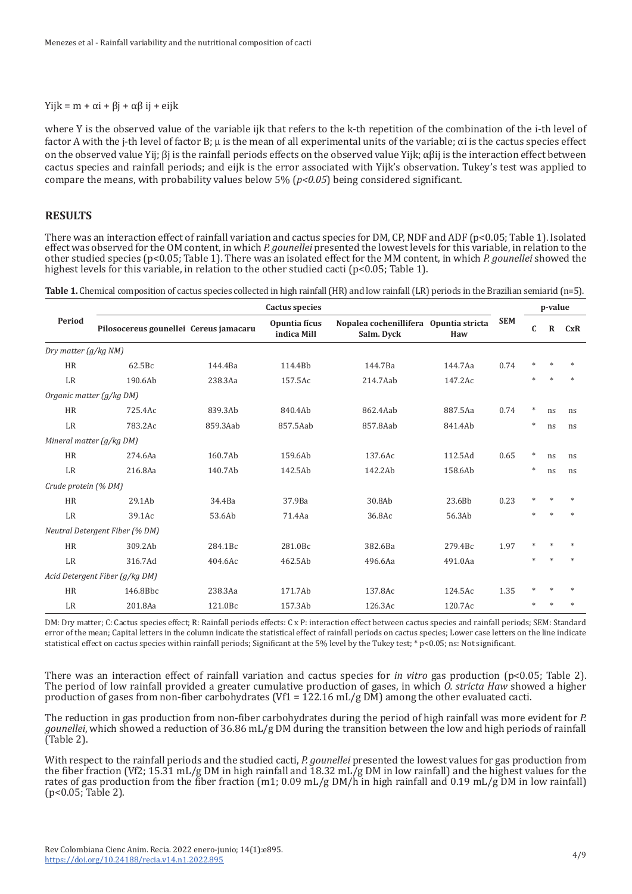$$Y_{ijk} = m + \alpha_i + \beta_j + \alpha\beta_{ij} + e_{ijk}$$

where Y is the observed value of the variable ijk that refers to the k-th repetition of the combination of the i-th level of factor A with the j-th level of factor B; μ is the mean of all experimental units of the variable; $\alpha_i$ is the cactus species effect on the observed value $Y_{ij}$; $\beta_j$ is the rainfall periods effects on the observed value $Y_{ijk}$; $\alpha\beta_{ij}$ is the interaction effect between cactus species and rainfall periods; and $e_{ijk}$ is the error associated with $Y_{ijk}$'s observation. Tukey's test was applied to compare the means, with probability values below 5% (*p<0.05*) being considered significant.

## RESULTS

There was an interaction effect of rainfall variation and cactus species for DM, CP, NDF and ADF ($p<0.05$; Table 1). Isolated effect was observed for the OM content, in which *P. gounellei* presented the lowest levels for this variable, in relation to the other studied species ($p<0.05$; Table 1). There was an isolated effect for the MM content, in which *P. gounellei* showed the highest levels for this variable, in relation to the other studied cacti ($p<0.05$; Table 1).

**Table 1.** Chemical composition of cactus species collected in high rainfall (HR) and low rainfall (LR) periods in the Brazilian semiarid (n=5).

| Period | Cactus species | | | | | SEM | p-value | | |
|---|---|---|---|---|---|---|---|---|---|
| | Pilosocereus gounellei | Cereus jamacaru | Opuntia ficus indica Mill | Nopalea cochenillifera Salm. Dyck | Opuntia stricta Haw | | C | R | CxR |
| *Dry matter (g/kg NM)* | | | | | | | | | |
| HR | 62.5Bc | 144.4Ba | 114.4Bb | 144.7Ba | 144.7Aa | 0.74 | * | * | * |
| LR | 190.6Ab | 238.3Aa | 157.5Ac | 214.7Aab | 147.2Ac | | * | * | * |
| *Organic matter (g/kg DM)* | | | | | | | | | |
| HR | 725.4Ac | 839.3Ab | 840.4Ab | 862.4Aab | 887.5Aa | 0.74 | * | ns | ns |
| LR | 783.2Ac | 859.3Aab | 857.5Aab | 857.8Aab | 841.4Ab | | * | ns | ns |
| *Mineral matter (g/kg DM)* | | | | | | | | | |
| HR | 274.6Aa | 160.7Ab | 159.6Ab | 137.6Ac | 112.5Ad | 0.65 | * | ns | ns |
| LR | 216.8Aa | 140.7Ab | 142.5Ab | 142.2Ab | 158.6Ab | | * | ns | ns |
| *Crude protein (% DM)* | | | | | | | | | |
| HR | 29.1Ab | 34.4Ba | 37.9Ba | 30.8Ab | 23.6Bb | 0.23 | * | * | * |
| LR | 39.1Ac | 53.6Ab | 71.4Aa | 36.8Ac | 56.3Ab | | * | * | * |
| *Neutral Detergent Fiber (% DM)* | | | | | | | | | |
| HR | 309.2Ab | 284.1Bc | 281.0Bc | 382.6Ba | 279.4Bc | 1.97 | * | * | * |
| LR | 316.7Ad | 404.6Ac | 462.5Ab | 496.6Aa | 491.0Aa | | * | * | * |
| *Acid Detergent Fiber (g/kg DM)* | | | | | | | | | |
| HR | 146.8Bbc | 238.3Aa | 171.7Ab | 137.8Ac | 124.5Ac | 1.35 | * | * | * |
| LR | 201.8Aa | 121.0Bc | 157.3Ab | 126.3Ac | 120.7Ac | | * | * | * |

DM: Dry matter; C: Cactus species effect; R: Rainfall periods effects: C x P: interaction effect between cactus species and rainfall periods; SEM: Standard error of the mean; Capital letters in the column indicate the statistical effect of rainfall periods on cactus species; Lower case letters on the line indicate statistical effect on cactus species within rainfall periods; Significant at the 5% level by the Tukey test; * p<0.05; ns: Not significant.

There was an interaction effect of rainfall variation and cactus species for *in vitro* gas production ($p<0.05$; Table 2). The period of low rainfall provided a greater cumulative production of gases, in which *O. stricta Haw* showed a higher production of gases from non-fiber carbohydrates (Vf1 = 122.16 mL/g DM) among the other evaluated cacti.

The reduction in gas production from non-fiber carbohydrates during the period of high rainfall was more evident for *P. gounellei*, which showed a reduction of 36.86 mL/g DM during the transition between the low and high periods of rainfall (Table 2).

With respect to the rainfall periods and the studied cacti, *P. gounellei* presented the lowest values for gas production from the fiber fraction (Vf2; 15.31 mL/g DM in high rainfall and 18.32 mL/g DM in low rainfall) and the highest values for the rates of gas production from the fiber fraction (m1; 0.09 mL/g DM/h in high rainfall and 0.19 mL/g DM in low rainfall) ($p<0.05$; Table 2).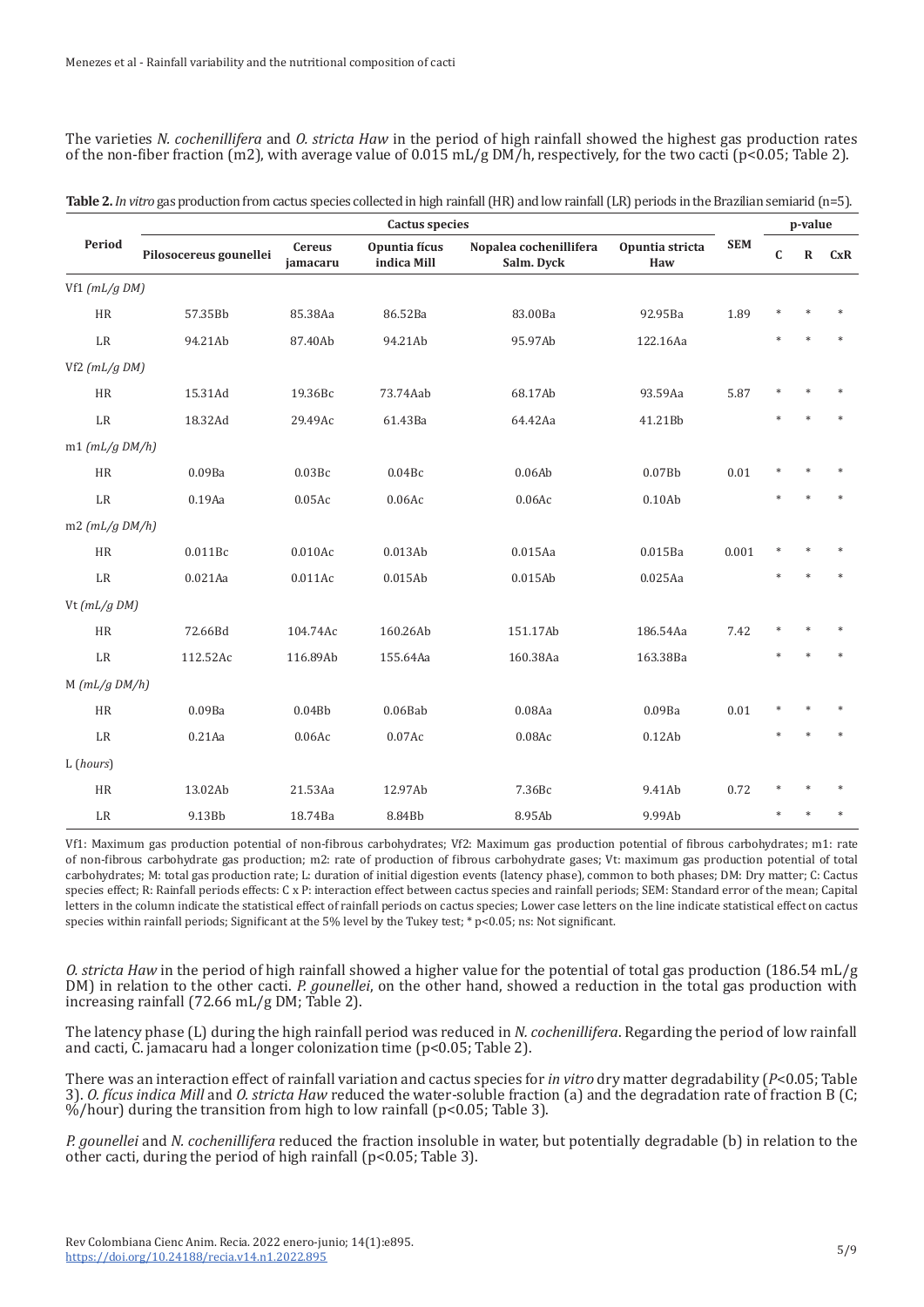The varieties *N. cochenillifera* and *O. stricta Haw* in the period of high rainfall showed the highest gas production rates of the non-fiber fraction (m2), with average value of 0.015 mL/g DM/h, respectively, for the two cacti (p<0.05; Table 2).

**Table 2.** *In vitro* gas production from cactus species collected in high rainfall (HR) and low rainfall (LR) periods in the Brazilian semiarid (n=5).

| Period | Cactus species | | | | | SEM | p-value | | |
|---|---|---|---|---|---|---|---|---|---|
| | Pilosocereus gounellei | Cereus jamacaru | Opuntia fícus indica Mill | Nopalea cochenillifera Salm. Dyck | Opuntia stricta Haw | | C | R | CxR |
| Vf1 *(mL/g DM)* | | | | | | | | | |
| HR | 57.35Bb | 85.38Aa | 86.52Ba | 83.00Ba | 92.95Ba | 1.89 | * | * | * |
| LR | 94.21Ab | 87.40Ab | 94.21Ab | 95.97Ab | 122.16Aa | | * | * | * |
| Vf2 *(mL/g DM)* | | | | | | | | | |
| HR | 15.31Ad | 19.36Bc | 73.74Aab | 68.17Ab | 93.59Aa | 5.87 | * | * | * |
| LR | 18.32Ad | 29.49Ac | 61.43Ba | 64.42Aa | 41.21Bb | | * | * | * |
| m1 *(mL/g DM/h)* | | | | | | | | | |
| HR | 0.09Ba | 0.03Bc | 0.04Bc | 0.06Ab | 0.07Bb | 0.01 | * | * | * |
| LR | 0.19Aa | 0.05Ac | 0.06Ac | 0.06Ac | 0.10Ab | | * | * | * |
| m2 *(mL/g DM/h)* | | | | | | | | | |
| HR | 0.011Bc | 0.010Ac | 0.013Ab | 0.015Aa | 0.015Ba | 0.001 | * | * | * |
| LR | 0.021Aa | 0.011Ac | 0.015Ab | 0.015Ab | 0.025Aa | | * | * | * |
| Vt *(mL/g DM)* | | | | | | | | | |
| HR | 72.66Bd | 104.74Ac | 160.26Ab | 151.17Ab | 186.54Aa | 7.42 | * | * | * |
| LR | 112.52Ac | 116.89Ab | 155.64Aa | 160.38Aa | 163.38Ba | | * | * | * |
| M *(mL/g DM/h)* | | | | | | | | | |
| HR | 0.09Ba | 0.04Bb | 0.06Bab | 0.08Aa | 0.09Ba | 0.01 | * | * | * |
| LR | 0.21Aa | 0.06Ac | 0.07Ac | 0.08Ac | 0.12Ab | | * | * | * |
| L (*hours*) | | | | | | | | | |
| HR | 13.02Ab | 21.53Aa | 12.97Ab | 7.36Bc | 9.41Ab | 0.72 | * | * | * |
| LR | 9.13Bb | 18.74Ba | 8.84Bb | 8.95Ab | 9.99Ab | | * | * | * |

Vf1: Maximum gas production potential of non-fibrous carbohydrates; Vf2: Maximum gas production potential of fibrous carbohydrates; m1: rate of non-fibrous carbohydrate gas production; m2: rate of production of fibrous carbohydrate gases; Vt: maximum gas production potential of total carbohydrates; M: total gas production rate; L: duration of initial digestion events (latency phase), common to both phases; DM: Dry matter; C: Cactus species effect; R: Rainfall periods effects: C x P: interaction effect between cactus species and rainfall periods; SEM: Standard error of the mean; Capital letters in the column indicate the statistical effect of rainfall periods on cactus species; Lower case letters on the line indicate statistical effect on cactus species within rainfall periods; Significant at the 5% level by the Tukey test; * p<0.05; ns: Not significant.

*O. stricta Haw* in the period of high rainfall showed a higher value for the potential of total gas production (186.54 mL/g DM) in relation to the other cacti. *P. gounellei*, on the other hand, showed a reduction in the total gas production with increasing rainfall (72.66 mL/g DM; Table 2).

The latency phase (L) during the high rainfall period was reduced in *N. cochenillifera*. Regarding the period of low rainfall and cacti, C. jamacaru had a longer colonization time (p<0.05; Table 2).

There was an interaction effect of rainfall variation and cactus species for *in vitro* dry matter degradability (*P*<0.05; Table 3). *O. fícus indica Mill* and *O. stricta Haw* reduced the water-soluble fraction (a) and the degradation rate of fraction B (C; %/hour) during the transition from high to low rainfall (p<0.05; Table 3).

*P. gounellei* and *N. cochenillifera* reduced the fraction insoluble in water, but potentially degradable (b) in relation to the other cacti, during the period of high rainfall (p<0.05; Table 3).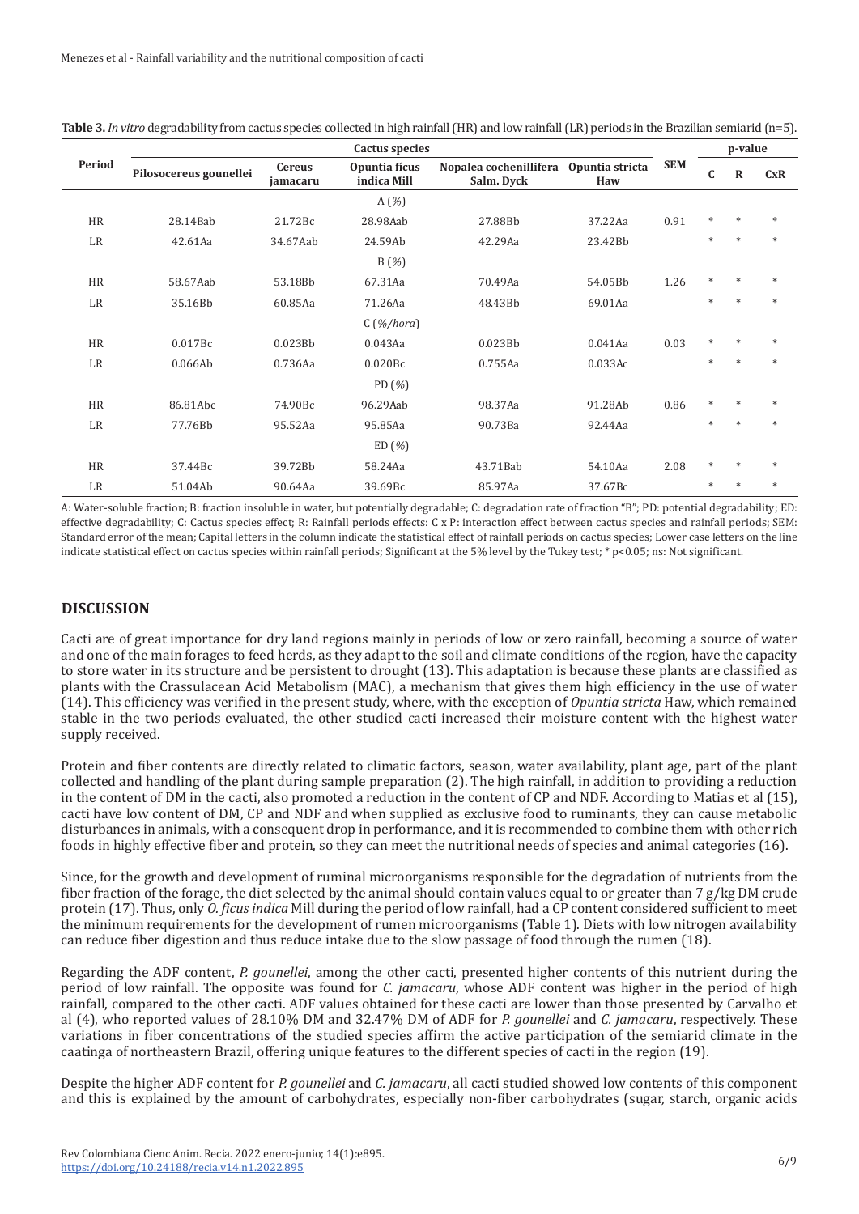**Table 3.** *In vitro* degradability from cactus species collected in high rainfall (HR) and low rainfall (LR) periods in the Brazilian semiarid (n=5).

| Period | Cactus species | | | | | SEM | p-value | | |
|---|---|---|---|---|---|---|---|---|---|
| | Pilosocereus gounellei | Cereus jamacaru | Opuntia ficus indica Mill | Nopalea cochenillifera Salm. Dyck | Opuntia stricta Haw | | C | R | CxR |
| | | | A (%) | | | | | | |
| HR | 28.14Bab | 21.72Bc | 28.98Aab | 27.88Bb | 37.22Aa | 0.91 | * | * | * |
| LR | 42.61Aa | 34.67Aab | 24.59Ab | 42.29Aa | 23.42Bb | | * | * | * |
| | | | B (%) | | | | | | |
| HR | 58.67Aab | 53.18Bb | 67.31Aa | 70.49Aa | 54.05Bb | 1.26 | * | * | * |
| LR | 35.16Bb | 60.85Aa | 71.26Aa | 48.43Bb | 69.01Aa | | * | * | * |
| | | | C (*%/hora*) | | | | | | |
| HR | 0.017Bc | 0.023Bb | 0.043Aa | 0.023Bb | 0.041Aa | 0.03 | * | * | * |
| LR | 0.066Ab | 0.736Aa | 0.020Bc | 0.755Aa | 0.033Ac | | * | * | * |
| | | | PD (%) | | | | | | |
| HR | 86.81Abc | 74.90Bc | 96.29Aab | 98.37Aa | 91.28Ab | 0.86 | * | * | * |
| LR | 77.76Bb | 95.52Aa | 95.85Aa | 90.73Ba | 92.44Aa | | * | * | * |
| | | | ED (%) | | | | | | |
| HR | 37.44Bc | 39.72Bb | 58.24Aa | 43.71Bab | 54.10Aa | 2.08 | * | * | * |
| LR | 51.04Ab | 90.64Aa | 39.69Bc | 85.97Aa | 37.67Bc | | * | * | * |

A: Water-soluble fraction; B: fraction insoluble in water, but potentially degradable; C: degradation rate of fraction "B"; PD: potential degradability; ED: effective degradability; C: Cactus species effect; R: Rainfall periods effects: C x P: interaction effect between cactus species and rainfall periods; SEM: Standard error of the mean; Capital letters in the column indicate the statistical effect of rainfall periods on cactus species; Lower case letters on the line indicate statistical effect on cactus species within rainfall periods; Significant at the 5% level by the Tukey test; * p<0.05; ns: Not significant.

## DISCUSSION

Cacti are of great importance for dry land regions mainly in periods of low or zero rainfall, becoming a source of water and one of the main forages to feed herds, as they adapt to the soil and climate conditions of the region, have the capacity to store water in its structure and be persistent to drought (13). This adaptation is because these plants are classified as plants with the Crassulacean Acid Metabolism (MAC), a mechanism that gives them high efficiency in the use of water (14). This efficiency was verified in the present study, where, with the exception of *Opuntia stricta* Haw, which remained stable in the two periods evaluated, the other studied cacti increased their moisture content with the highest water supply received.

Protein and fiber contents are directly related to climatic factors, season, water availability, plant age, part of the plant collected and handling of the plant during sample preparation (2). The high rainfall, in addition to providing a reduction in the content of DM in the cacti, also promoted a reduction in the content of CP and NDF. According to Matias et al (15), cacti have low content of DM, CP and NDF and when supplied as exclusive food to ruminants, they can cause metabolic disturbances in animals, with a consequent drop in performance, and it is recommended to combine them with other rich foods in highly effective fiber and protein, so they can meet the nutritional needs of species and animal categories (16).

Since, for the growth and development of ruminal microorganisms responsible for the degradation of nutrients from the fiber fraction of the forage, the diet selected by the animal should contain values equal to or greater than 7 g/kg DM crude protein (17). Thus, only *O. ficus indica* Mill during the period of low rainfall, had a CP content considered sufficient to meet the minimum requirements for the development of rumen microorganisms (Table 1). Diets with low nitrogen availability can reduce fiber digestion and thus reduce intake due to the slow passage of food through the rumen (18).

Regarding the ADF content, *P. gounellei*, among the other cacti, presented higher contents of this nutrient during the period of low rainfall. The opposite was found for *C. jamacaru*, whose ADF content was higher in the period of high rainfall, compared to the other cacti. ADF values obtained for these cacti are lower than those presented by Carvalho et al (4), who reported values of 28.10% DM and 32.47% DM of ADF for *P. gounellei* and *C. jamacaru*, respectively. These variations in fiber concentrations of the studied species affirm the active participation of the semiarid climate in the caatinga of northeastern Brazil, offering unique features to the different species of cacti in the region (19).

Despite the higher ADF content for *P. gounellei* and *C. jamacaru*, all cacti studied showed low contents of this component and this is explained by the amount of carbohydrates, especially non-fiber carbohydrates (sugar, starch, organic acids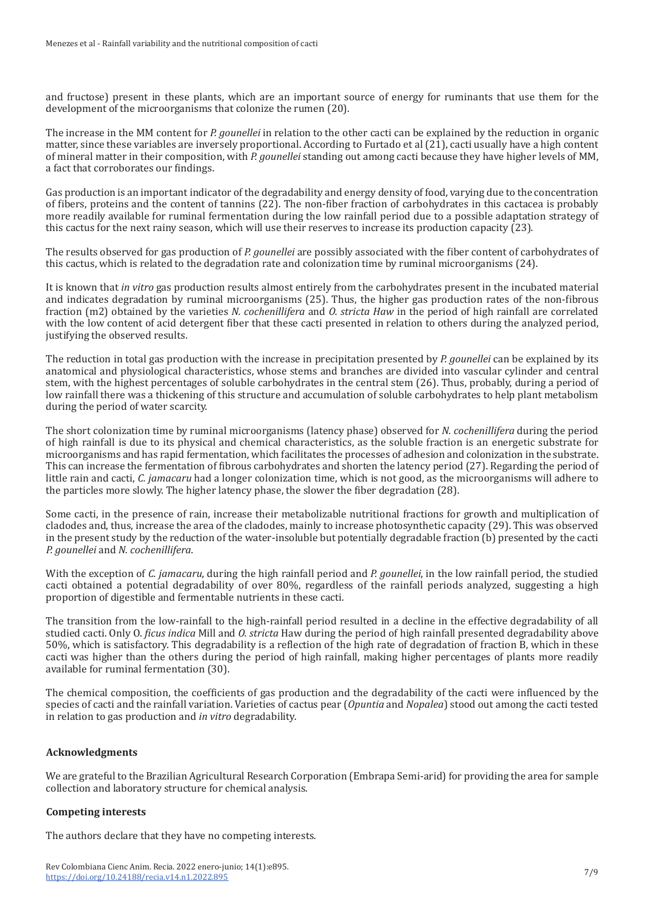and fructose) present in these plants, which are an important source of energy for ruminants that use them for the development of the microorganisms that colonize the rumen (20).

The increase in the MM content for *P. gounellei* in relation to the other cacti can be explained by the reduction in organic matter, since these variables are inversely proportional. According to Furtado et al (21), cacti usually have a high content of mineral matter in their composition, with *P. gounellei* standing out among cacti because they have higher levels of MM, a fact that corroborates our findings.

Gas production is an important indicator of the degradability and energy density of food, varying due to the concentration of fibers, proteins and the content of tannins (22). The non-fiber fraction of carbohydrates in this cactacea is probably more readily available for ruminal fermentation during the low rainfall period due to a possible adaptation strategy of this cactus for the next rainy season, which will use their reserves to increase its production capacity (23).

The results observed for gas production of *P. gounellei* are possibly associated with the fiber content of carbohydrates of this cactus, which is related to the degradation rate and colonization time by ruminal microorganisms (24).

It is known that *in vitro* gas production results almost entirely from the carbohydrates present in the incubated material and indicates degradation by ruminal microorganisms (25). Thus, the higher gas production rates of the non-fibrous fraction (m2) obtained by the varieties *N. cochenillifera* and *O. stricta Haw* in the period of high rainfall are correlated with the low content of acid detergent fiber that these cacti presented in relation to others during the analyzed period, justifying the observed results.

The reduction in total gas production with the increase in precipitation presented by *P. gounellei* can be explained by its anatomical and physiological characteristics, whose stems and branches are divided into vascular cylinder and central stem, with the highest percentages of soluble carbohydrates in the central stem (26). Thus, probably, during a period of low rainfall there was a thickening of this structure and accumulation of soluble carbohydrates to help plant metabolism during the period of water scarcity.

The short colonization time by ruminal microorganisms (latency phase) observed for *N. cochenillifera* during the period of high rainfall is due to its physical and chemical characteristics, as the soluble fraction is an energetic substrate for microorganisms and has rapid fermentation, which facilitates the processes of adhesion and colonization in the substrate. This can increase the fermentation of fibrous carbohydrates and shorten the latency period (27). Regarding the period of little rain and cacti, *C. jamacaru* had a longer colonization time, which is not good, as the microorganisms will adhere to the particles more slowly. The higher latency phase, the slower the fiber degradation (28).

Some cacti, in the presence of rain, increase their metabolizable nutritional fractions for growth and multiplication of cladodes and, thus, increase the area of the cladodes, mainly to increase photosynthetic capacity (29). This was observed in the present study by the reduction of the water-insoluble but potentially degradable fraction (b) presented by the cacti *P. gounellei* and *N. cochenillifera*.

With the exception of *C. jamacaru*, during the high rainfall period and *P. gounellei*, in the low rainfall period, the studied cacti obtained a potential degradability of over 80%, regardless of the rainfall periods analyzed, suggesting a high proportion of digestible and fermentable nutrients in these cacti.

The transition from the low-rainfall to the high-rainfall period resulted in a decline in the effective degradability of all studied cacti. Only O. *ficus indica* Mill and *O. stricta* Haw during the period of high rainfall presented degradability above 50%, which is satisfactory. This degradability is a reflection of the high rate of degradation of fraction B, which in these cacti was higher than the others during the period of high rainfall, making higher percentages of plants more readily available for ruminal fermentation (30).

The chemical composition, the coefficients of gas production and the degradability of the cacti were influenced by the species of cacti and the rainfall variation. Varieties of cactus pear (*Opuntia* and *Nopalea*) stood out among the cacti tested in relation to gas production and *in vitro* degradability.

### Acknowledgments

We are grateful to the Brazilian Agricultural Research Corporation (Embrapa Semi-arid) for providing the area for sample collection and laboratory structure for chemical analysis.

### Competing interests

The authors declare that they have no competing interests.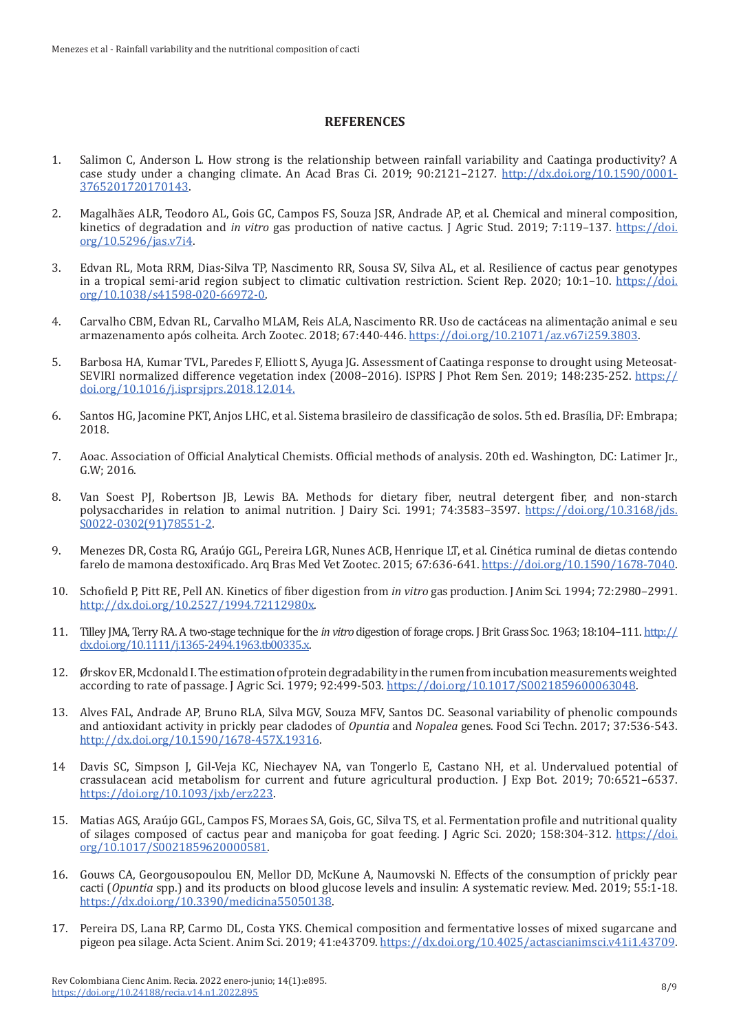## REFERENCES

1. Salimon C, Anderson L. How strong is the relationship between rainfall variability and Caatinga productivity? A case study under a changing climate. An Acad Bras Ci. 2019; 90:2121–2127. http://dx.doi.org/10.1590/0001-3765201720170143.

2. Magalhães ALR, Teodoro AL, Gois GC, Campos FS, Souza JSR, Andrade AP, et al. Chemical and mineral composition, kinetics of degradation and *in vitro* gas production of native cactus. J Agric Stud. 2019; 7:119–137. https://doi.org/10.5296/jas.v7i4.

3. Edvan RL, Mota RRM, Dias-Silva TP, Nascimento RR, Sousa SV, Silva AL, et al. Resilience of cactus pear genotypes in a tropical semi-arid region subject to climatic cultivation restriction. Scient Rep. 2020; 10:1–10. https://doi.org/10.1038/s41598-020-66972-0.

4. Carvalho CBM, Edvan RL, Carvalho MLAM, Reis ALA, Nascimento RR. Uso de cactáceas na alimentação animal e seu armazenamento após colheita. Arch Zootec. 2018; 67:440-446. https://doi.org/10.21071/az.v67i259.3803.

5. Barbosa HA, Kumar TVL, Paredes F, Elliott S, Ayuga JG. Assessment of Caatinga response to drought using Meteosat-SEVIRI normalized difference vegetation index (2008–2016). ISPRS J Phot Rem Sen. 2019; 148:235-252. https://doi.org/10.1016/j.isprsjprs.2018.12.014.

6. Santos HG, Jacomine PKT, Anjos LHC, et al. Sistema brasileiro de classificação de solos. 5th ed. Brasília, DF: Embrapa; 2018.

7. Aoac. Association of Official Analytical Chemists. Official methods of analysis. 20th ed. Washington, DC: Latimer Jr., G.W; 2016.

8. Van Soest PJ, Robertson JB, Lewis BA. Methods for dietary fiber, neutral detergent fiber, and non-starch polysaccharides in relation to animal nutrition. J Dairy Sci. 1991; 74:3583–3597. https://doi.org/10.3168/jds.S0022-0302(91)78551-2.

9. Menezes DR, Costa RG, Araújo GGL, Pereira LGR, Nunes ACB, Henrique LT, et al. Cinética ruminal de dietas contendo farelo de mamona destoxificado. Arq Bras Med Vet Zootec. 2015; 67:636-641. https://doi.org/10.1590/1678-7040.

10. Schofield P, Pitt RE, Pell AN. Kinetics of fiber digestion from *in vitro* gas production. J Anim Sci. 1994; 72:2980–2991. http://dx.doi.org/10.2527/1994.72112980x.

11. Tilley JMA, Terry RA. A two-stage technique for the *in vitro* digestion of forage crops. J Brit Grass Soc. 1963; 18:104–111. http://dx.doi.org/10.1111/j.1365-2494.1963.tb00335.x.

12. Ørskov ER, Mcdonald I. The estimation of protein degradability in the rumen from incubation measurements weighted according to rate of passage. J Agric Sci. 1979; 92:499-503. https://doi.org/10.1017/S0021859600063048.

13. Alves FAL, Andrade AP, Bruno RLA, Silva MGV, Souza MFV, Santos DC. Seasonal variability of phenolic compounds and antioxidant activity in prickly pear cladodes of *Opuntia* and *Nopalea* genes. Food Sci Techn. 2017; 37:536-543. http://dx.doi.org/10.1590/1678-457X.19316.

14. Davis SC, Simpson J, Gil-Veja KC, Niechayev NA, van Tongerlo E, Castano NH, et al. Undervalued potential of crassulacean acid metabolism for current and future agricultural production. J Exp Bot. 2019; 70:6521–6537. https://doi.org/10.1093/jxb/erz223.

15. Matias AGS, Araújo GGL, Campos FS, Moraes SA, Gois, GC, Silva TS, et al. Fermentation profile and nutritional quality of silages composed of cactus pear and maniçoba for goat feeding. J Agric Sci. 2020; 158:304-312. https://doi.org/10.1017/S0021859620000581.

16. Gouws CA, Georgousopoulou EN, Mellor DD, McKune A, Naumovski N. Effects of the consumption of prickly pear cacti (*Opuntia* spp.) and its products on blood glucose levels and insulin: A systematic review. Med. 2019; 55:1-18. https://dx.doi.org/10.3390/medicina55050138.

17. Pereira DS, Lana RP, Carmo DL, Costa YKS. Chemical composition and fermentative losses of mixed sugarcane and pigeon pea silage. Acta Scient. Anim Sci. 2019; 41:e43709. https://dx.doi.org/10.4025/actascianimsci.v41i1.43709.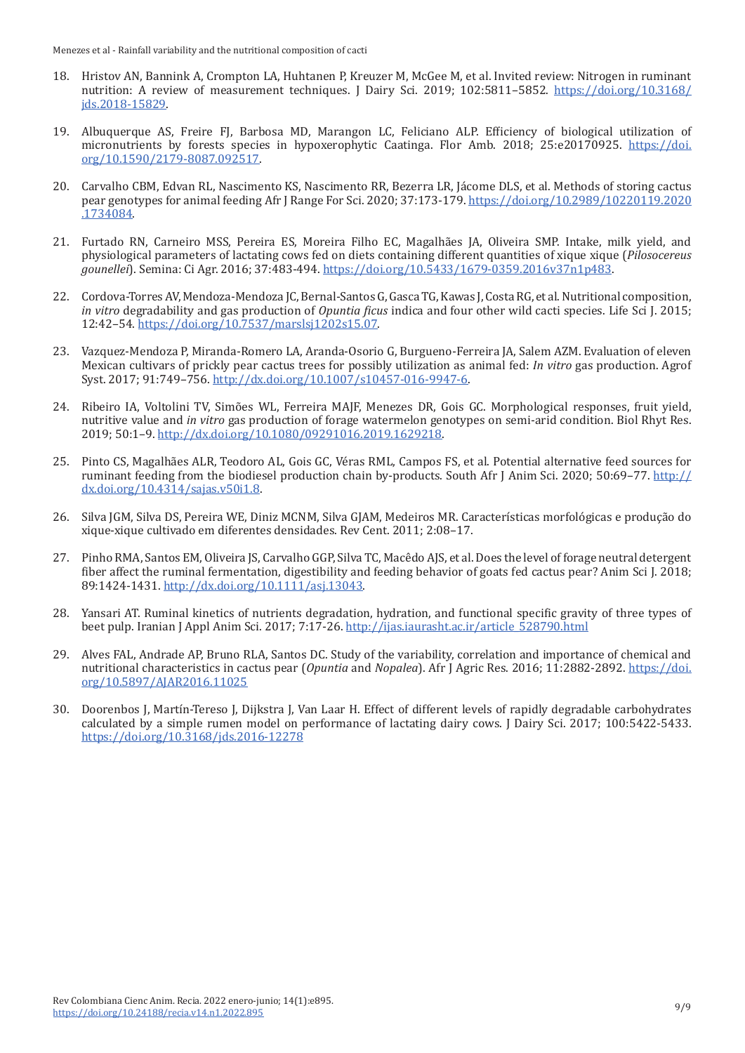18. Hristov AN, Bannink A, Crompton LA, Huhtanen P, Kreuzer M, McGee M, et al. Invited review: Nitrogen in ruminant nutrition: A review of measurement techniques. J Dairy Sci. 2019; 102:5811–5852. https://doi.org/10.3168/jds.2018-15829.

19. Albuquerque AS, Freire FJ, Barbosa MD, Marangon LC, Feliciano ALP. Efficiency of biological utilization of micronutrients by forests species in hypoxerophytic Caatinga. Flor Amb. 2018; 25:e20170925. https://doi.org/10.1590/2179-8087.092517.

20. Carvalho CBM, Edvan RL, Nascimento KS, Nascimento RR, Bezerra LR, Jácome DLS, et al. Methods of storing cactus pear genotypes for animal feeding Afr J Range For Sci. 2020; 37:173-179. https://doi.org/10.2989/10220119.2020.1734084.

21. Furtado RN, Carneiro MSS, Pereira ES, Moreira Filho EC, Magalhães JA, Oliveira SMP. Intake, milk yield, and physiological parameters of lactating cows fed on diets containing different quantities of xique xique (*Pilosocereus gounellei*). Semina: Ci Agr. 2016; 37:483-494. https://doi.org/10.5433/1679-0359.2016v37n1p483.

22. Cordova-Torres AV, Mendoza-Mendoza JC, Bernal-Santos G, Gasca TG, Kawas J, Costa RG, et al. Nutritional composition, *in vitro* degradability and gas production of *Opuntia ficus* indica and four other wild cacti species. Life Sci J. 2015; 12:42–54. https://doi.org/10.7537/marslsj1202s15.07.

23. Vazquez-Mendoza P, Miranda-Romero LA, Aranda-Osorio G, Burgueno-Ferreira JA, Salem AZM. Evaluation of eleven Mexican cultivars of prickly pear cactus trees for possibly utilization as animal fed: *In vitro* gas production. Agrof Syst. 2017; 91:749–756. http://dx.doi.org/10.1007/s10457-016-9947-6.

24. Ribeiro IA, Voltolini TV, Simões WL, Ferreira MAJF, Menezes DR, Gois GC. Morphological responses, fruit yield, nutritive value and *in vitro* gas production of forage watermelon genotypes on semi-arid condition. Biol Rhyt Res. 2019; 50:1–9. http://dx.doi.org/10.1080/09291016.2019.1629218.

25. Pinto CS, Magalhães ALR, Teodoro AL, Gois GC, Véras RML, Campos FS, et al. Potential alternative feed sources for ruminant feeding from the biodiesel production chain by-products. South Afr J Anim Sci. 2020; 50:69–77. http://dx.doi.org/10.4314/sajas.v50i1.8.

26. Silva JGM, Silva DS, Pereira WE, Diniz MCNM, Silva GJAM, Medeiros MR. Características morfológicas e produção do xique-xique cultivado em diferentes densidades. Rev Cent. 2011; 2:08–17.

27. Pinho RMA, Santos EM, Oliveira JS, Carvalho GGP, Silva TC, Macêdo AJS, et al. Does the level of forage neutral detergent fiber affect the ruminal fermentation, digestibility and feeding behavior of goats fed cactus pear? Anim Sci J. 2018; 89:1424-1431. http://dx.doi.org/10.1111/asj.13043.

28. Yansari AT. Ruminal kinetics of nutrients degradation, hydration, and functional specific gravity of three types of beet pulp. Iranian J Appl Anim Sci. 2017; 7:17-26. http://ijas.iaurasht.ac.ir/article_528790.html

29. Alves FAL, Andrade AP, Bruno RLA, Santos DC. Study of the variability, correlation and importance of chemical and nutritional characteristics in cactus pear (*Opuntia* and *Nopalea*). Afr J Agric Res. 2016; 11:2882-2892. https://doi.org/10.5897/AJAR2016.11025

30. Doorenbos J, Martín-Tereso J, Dijkstra J, Van Laar H. Effect of different levels of rapidly degradable carbohydrates calculated by a simple rumen model on performance of lactating dairy cows. J Dairy Sci. 2017; 100:5422-5433. https://doi.org/10.3168/jds.2016-12278